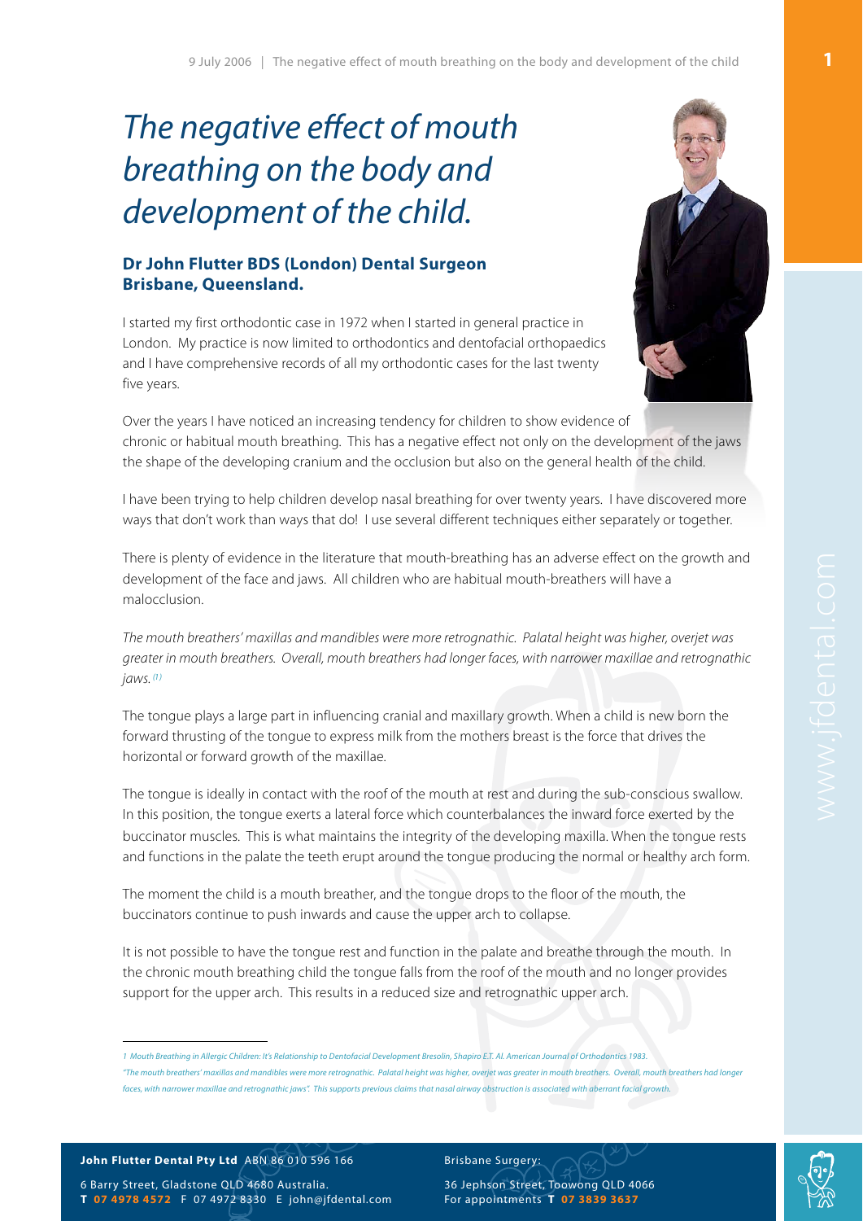# *The negative effect of mouth breathing on the body and development of the child.*

**Dr John Flutter BDS (London) Dental Surgeon**
**Brisbane, Queensland.**

I started my first orthodontic case in 1972 when I started in general practice in London. My practice is now limited to orthodontics and dentofacial orthopaedics and I have comprehensive records of all my orthodontic cases for the last twenty five years.

Over the years I have noticed an increasing tendency for children to show evidence of chronic or habitual mouth breathing. This has a negative effect not only on the development of the jaws the shape of the developing cranium and the occlusion but also on the general health of the child.

I have been trying to help children develop nasal breathing for over twenty years. I have discovered more ways that don't work than ways that do! I use several different techniques either separately or together.

There is plenty of evidence in the literature that mouth-breathing has an adverse effect on the growth and development of the face and jaws. All children who are habitual mouth-breathers will have a malocclusion.

*The mouth breathers' maxillas and mandibles were more retrognathic. Palatal height was higher, overjet was greater in mouth breathers. Overall, mouth breathers had longer faces, with narrower maxillae and retrognathic jaws.* [1]

The tongue plays a large part in influencing cranial and maxillary growth. When a child is new born the forward thrusting of the tongue to express milk from the mothers breast is the force that drives the horizontal or forward growth of the maxillae.

The tongue is ideally in contact with the roof of the mouth at rest and during the sub-conscious swallow. In this position, the tongue exerts a lateral force which counterbalances the inward force exerted by the buccinator muscles. This is what maintains the integrity of the developing maxilla. When the tongue rests and functions in the palate the teeth erupt around the tongue producing the normal or healthy arch form.

The moment the child is a mouth breather, and the tongue drops to the floor of the mouth, the buccinators continue to push inwards and cause the upper arch to collapse.

It is not possible to have the tongue rest and function in the palate and breathe through the mouth. In the chronic mouth breathing child the tongue falls from the roof of the mouth and no longer provides support for the upper arch. This results in a reduced size and retrognathic upper arch.

---

*1 Mouth Breathing in Allergic Children: It's Relationship to Dentofacial Development Bresolin, Shapiro E.T. Al. American Journal of Orthodontics 1983.*
*"The mouth breathers' maxillas and mandibles were more retrognathic. Palatal height was higher, overjet was greater in mouth breathers. Overall, mouth breathers had longer faces, with narrower maxillae and retrognathic jaws". This supports previous claims that nasal airway obstruction is associated with aberrant facial growth.*

**John Flutter Dental Pty Ltd** ABN 86 010 596 166
6 Barry Street, Gladstone QLD 4680 Australia.
**T 07 4978 4572** F 07 4972 8330 E john@jfdental.com

Brisbane Surgery:
36 Jephson Street, Toowong QLD 4066
For appointments **T 07 3839 3637**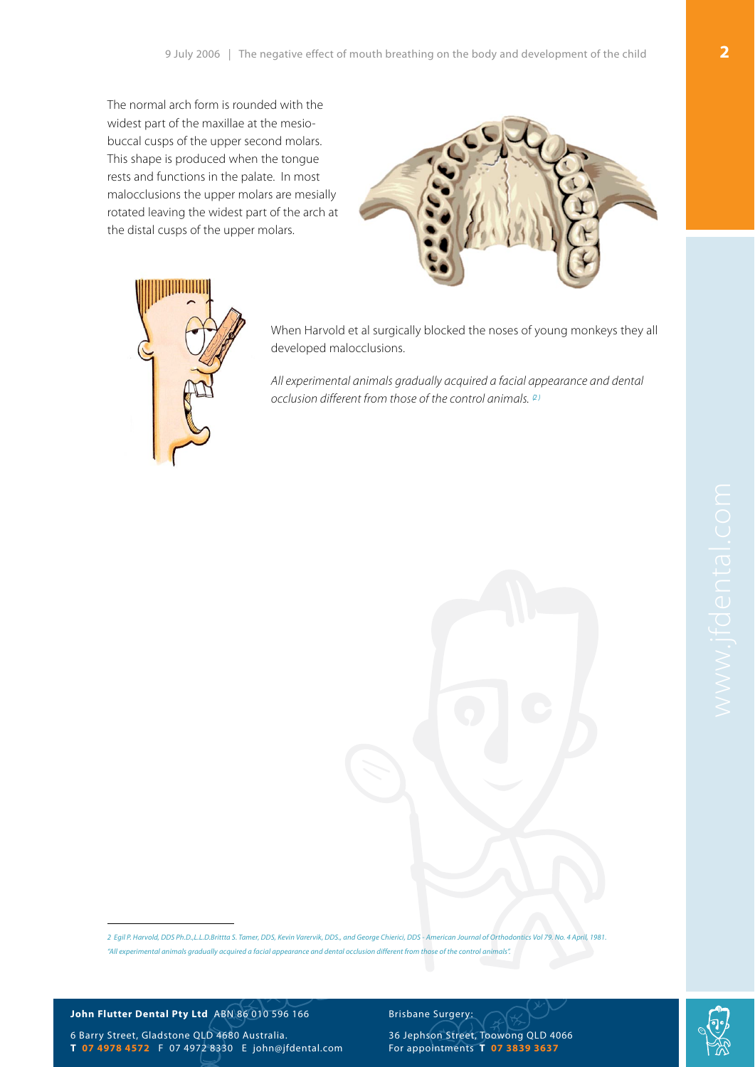The normal arch form is rounded with the widest part of the maxillae at the mesio-buccal cusps of the upper second molars. This shape is produced when the tongue rests and functions in the palate. In most malocclusions the upper molars are mesially rotated leaving the widest part of the arch at the distal cusps of the upper molars.

When Harvold et al surgically blocked the noses of young monkeys they all developed malocclusions.

*All experimental animals gradually acquired a facial appearance and dental occlusion different from those of the control animals.* [2]

---

*2 Egil P. Harvold, DDS Ph.D.,L.L.D.Brittta S. Tamer, DDS, Kevin Varervik, DDS., and George Chierici, DDS - American Journal of Orthodontics Vol 79. No. 4 April, 1981. "All experimental animals gradually acquired a facial appearance and dental occlusion different from those of the control animals".*

**John Flutter Dental Pty Ltd** ABN 86 010 596 166

6 Barry Street, Gladstone QLD 4680 Australia.
**T 07 4978 4572** F 07 4972 8330 E john@jfdental.com

Brisbane Surgery:

36 Jephson Street, Toowong QLD 4066
For appointments **T 07 3839 3637**

www.jfdental.com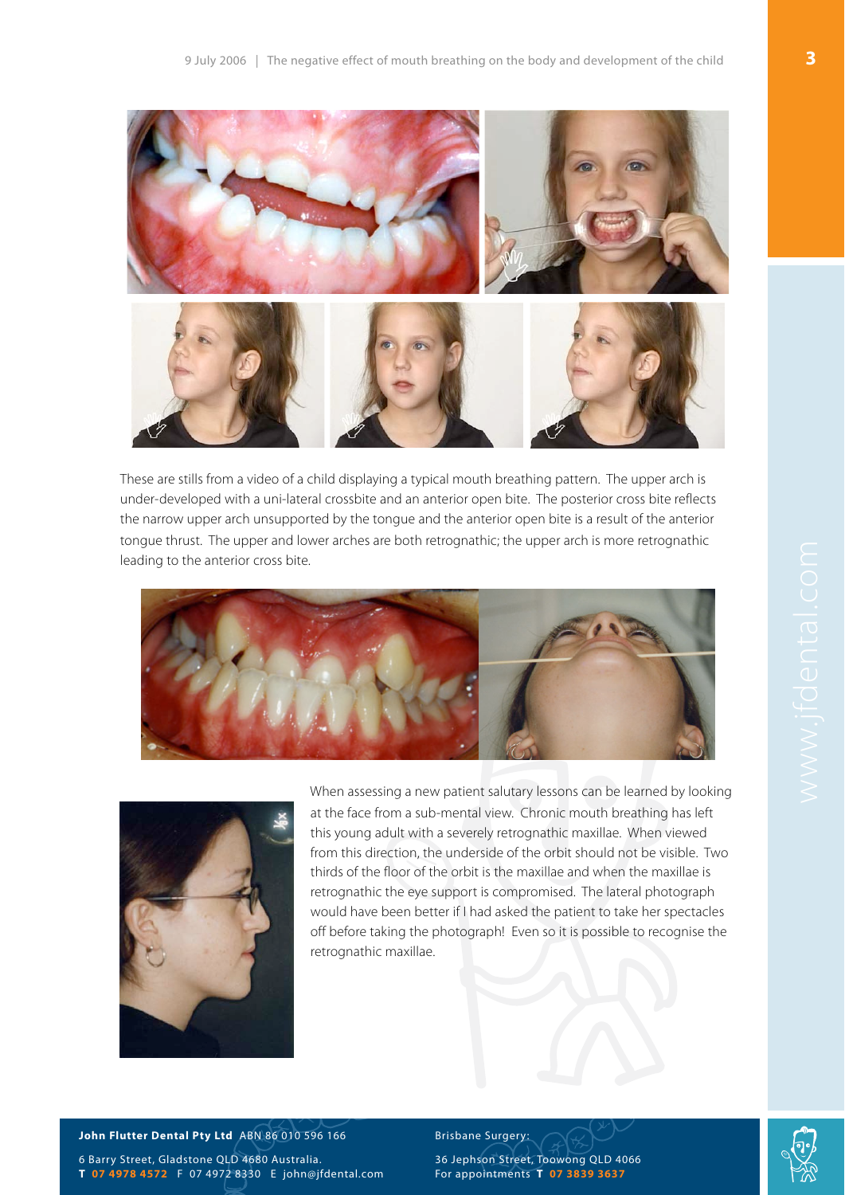These are stills from a video of a child displaying a typical mouth breathing pattern. The upper arch is under-developed with a uni-lateral crossbite and an anterior open bite. The posterior cross bite reflects the narrow upper arch unsupported by the tongue and the anterior open bite is a result of the anterior tongue thrust. The upper and lower arches are both retrognathic; the upper arch is more retrognathic leading to the anterior cross bite.

When assessing a new patient salutary lessons can be learned by looking at the face from a sub-mental view. Chronic mouth breathing has left this young adult with a severely retrognathic maxillae. When viewed from this direction, the underside of the orbit should not be visible. Two thirds of the floor of the orbit is the maxillae and when the maxillae is retrognathic the eye support is compromised. The lateral photograph would have been better if I had asked the patient to take her spectacles off before taking the photograph! Even so it is possible to recognise the retrognathic maxillae.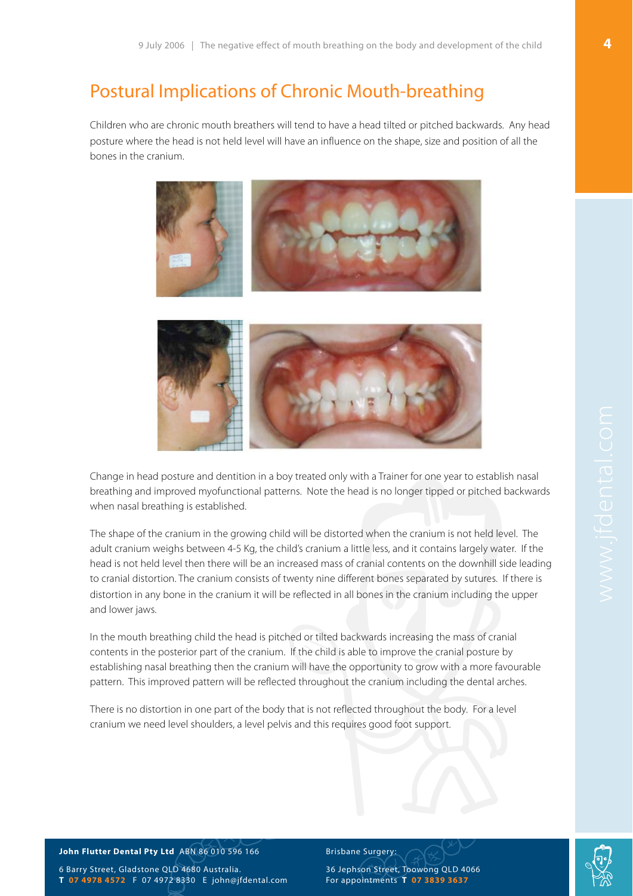## Postural Implications of Chronic Mouth-breathing

Children who are chronic mouth breathers will tend to have a head tilted or pitched backwards. Any head posture where the head is not held level will have an influence on the shape, size and position of all the bones in the cranium.

Change in head posture and dentition in a boy treated only with a Trainer for one year to establish nasal breathing and improved myofunctional patterns. Note the head is no longer tipped or pitched backwards when nasal breathing is established.

The shape of the cranium in the growing child will be distorted when the cranium is not held level. The adult cranium weighs between 4-5 Kg, the child's cranium a little less, and it contains largely water. If the head is not held level then there will be an increased mass of cranial contents on the downhill side leading to cranial distortion. The cranium consists of twenty nine different bones separated by sutures. If there is distortion in any bone in the cranium it will be reflected in all bones in the cranium including the upper and lower jaws.

In the mouth breathing child the head is pitched or tilted backwards increasing the mass of cranial contents in the posterior part of the cranium. If the child is able to improve the cranial posture by establishing nasal breathing then the cranium will have the opportunity to grow with a more favourable pattern. This improved pattern will be reflected throughout the cranium including the dental arches.

There is no distortion in one part of the body that is not reflected throughout the body. For a level cranium we need level shoulders, a level pelvis and this requires good foot support.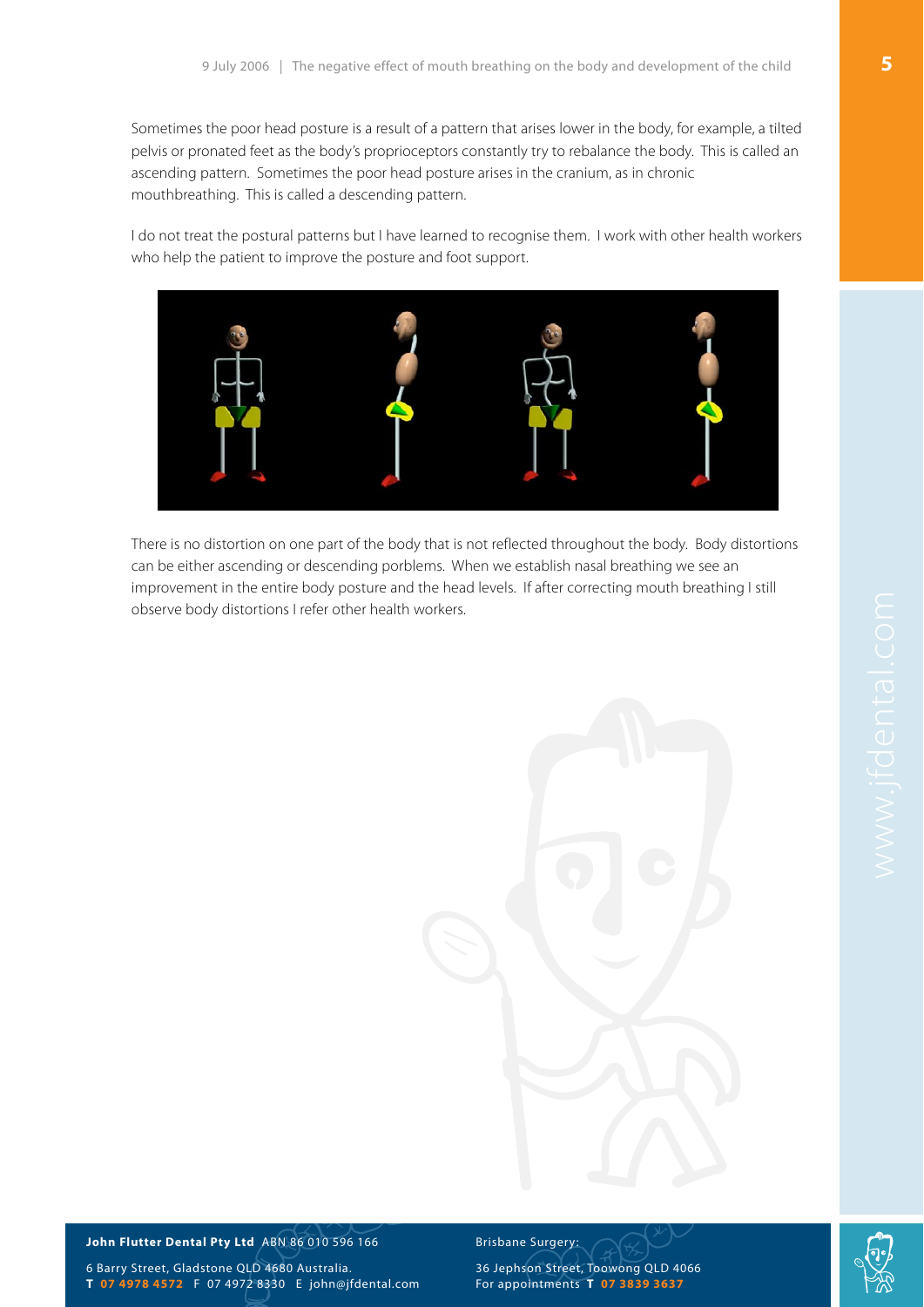Sometimes the poor head posture is a result of a pattern that arises lower in the body, for example, a tilted pelvis or pronated feet as the body's proprioceptors constantly try to rebalance the body. This is called an ascending pattern. Sometimes the poor head posture arises in the cranium, as in chronic mouthbreathing. This is called a descending pattern.

I do not treat the postural patterns but I have learned to recognise them. I work with other health workers who help the patient to improve the posture and foot support.

There is no distortion on one part of the body that is not reflected throughout the body. Body distortions can be either ascending or descending porblems. When we establish nasal breathing we see an improvement in the entire body posture and the head levels. If after correcting mouth breathing I still observe body distortions I refer other health workers.

**John Flutter Dental Pty Ltd** ABN 86 010 596 166

6 Barry Street, Gladstone QLD 4680 Australia.
**T 07 4978 4572** F 07 4972 8330 E john@jfdental.com

Brisbane Surgery:

36 Jephson Street, Toowong QLD 4066
For appointments **T 07 3839 3637**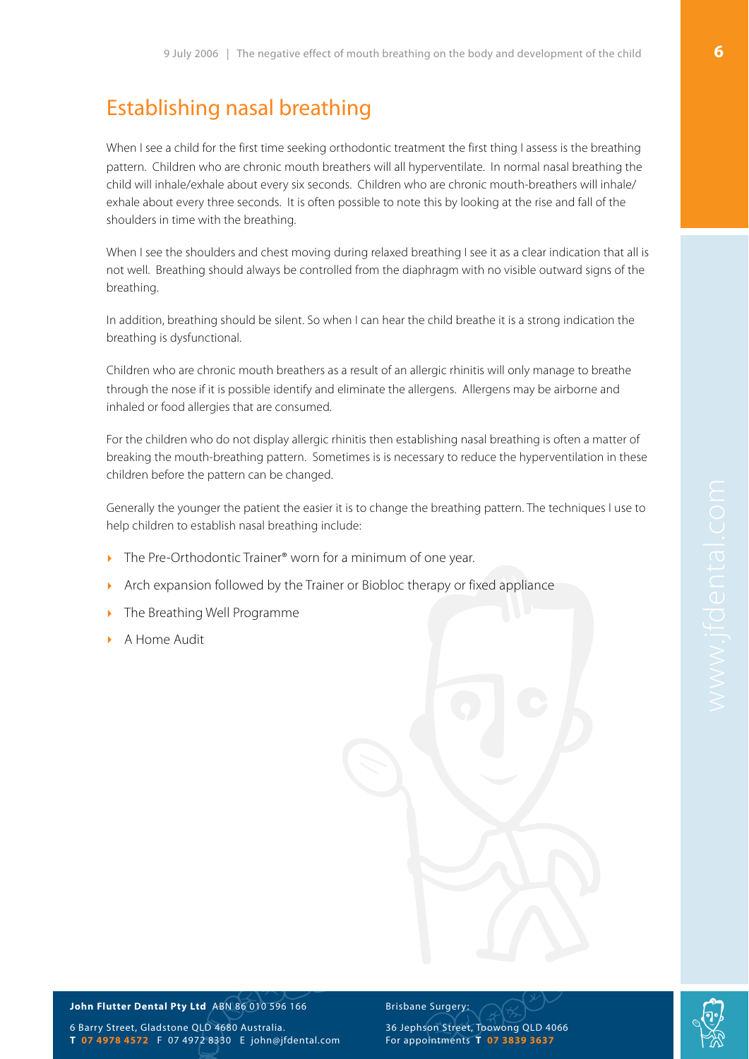## Establishing nasal breathing

When I see a child for the first time seeking orthodontic treatment the first thing I assess is the breathing pattern. Children who are chronic mouth breathers will all hyperventilate. In normal nasal breathing the child will inhale/exhale about every six seconds. Children who are chronic mouth-breathers will inhale/exhale about every three seconds. It is often possible to note this by looking at the rise and fall of the shoulders in time with the breathing.

When I see the shoulders and chest moving during relaxed breathing I see it as a clear indication that all is not well. Breathing should always be controlled from the diaphragm with no visible outward signs of the breathing.

In addition, breathing should be silent. So when I can hear the child breathe it is a strong indication the breathing is dysfunctional.

Children who are chronic mouth breathers as a result of an allergic rhinitis will only manage to breathe through the nose if it is possible identify and eliminate the allergens. Allergens may be airborne and inhaled or food allergies that are consumed.

For the children who do not display allergic rhinitis then establishing nasal breathing is often a matter of breaking the mouth-breathing pattern. Sometimes is is necessary to reduce the hyperventilation in these children before the pattern can be changed.

Generally the younger the patient the easier it is to change the breathing pattern. The techniques I use to help children to establish nasal breathing include:

- The Pre-Orthodontic Trainer® worn for a minimum of one year.
- Arch expansion followed by the Trainer or Biobloc therapy or fixed appliance
- The Breathing Well Programme
- A Home Audit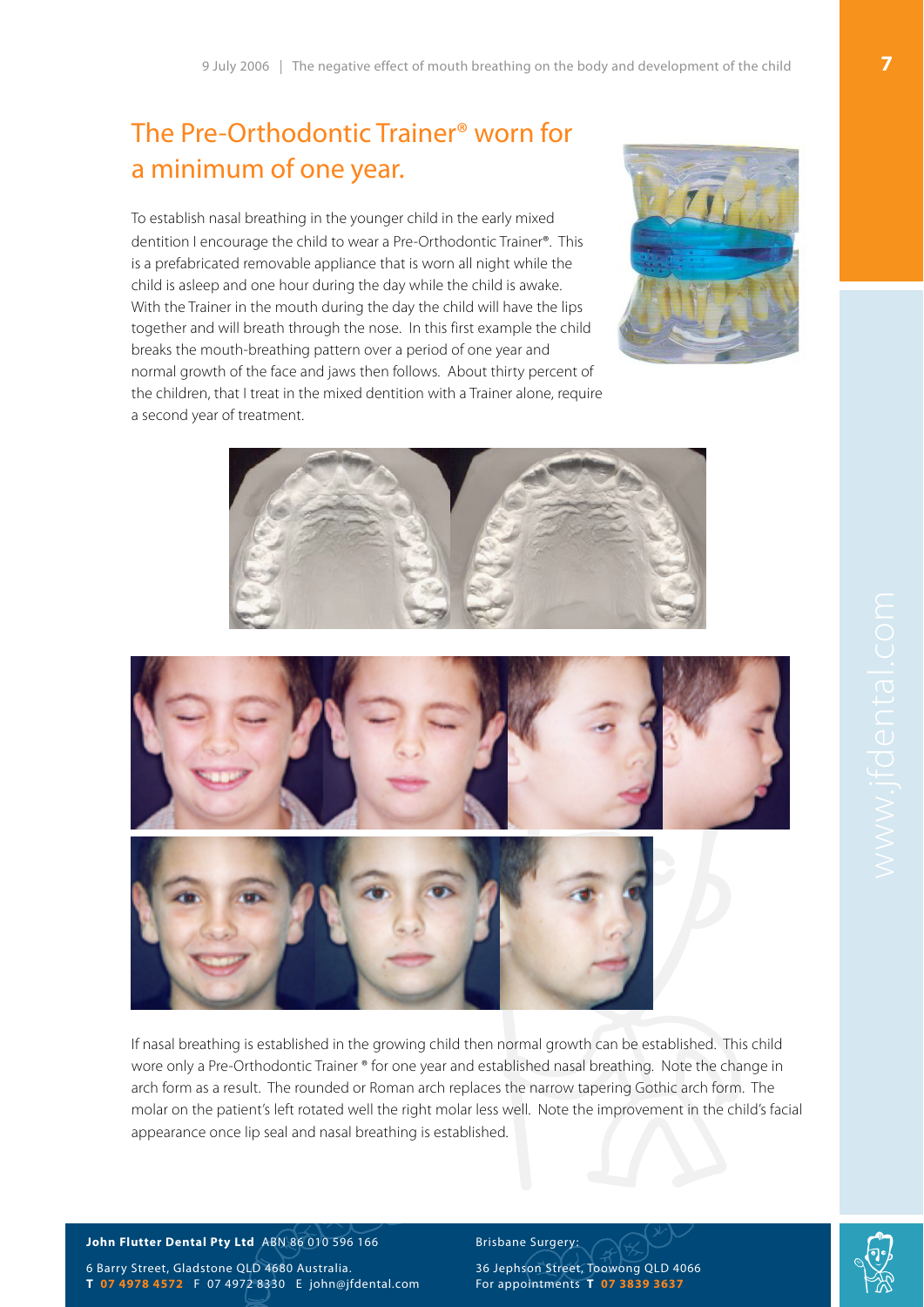## The Pre-Orthodontic Trainer® worn for a minimum of one year.

To establish nasal breathing in the younger child in the early mixed dentition I encourage the child to wear a Pre-Orthodontic Trainer®. This is a prefabricated removable appliance that is worn all night while the child is asleep and one hour during the day while the child is awake. With the Trainer in the mouth during the day the child will have the lips together and will breath through the nose. In this first example the child breaks the mouth-breathing pattern over a period of one year and normal growth of the face and jaws then follows. About thirty percent of the children, that I treat in the mixed dentition with a Trainer alone, require a second year of treatment.

If nasal breathing is established in the growing child then normal growth can be established. This child wore only a Pre-Orthodontic Trainer ® for one year and established nasal breathing. Note the change in arch form as a result. The rounded or Roman arch replaces the narrow tapering Gothic arch form. The molar on the patient's left rotated well the right molar less well. Note the improvement in the child's facial appearance once lip seal and nasal breathing is established.

**John Flutter Dental Pty Ltd** ABN 86 010 596 166

6 Barry Street, Gladstone QLD 4680 Australia.
**T 07 4978 4572** F 07 4972 8330 E john@jfdental.com

Brisbane Surgery:

36 Jephson Street, Toowong QLD 4066
For appointments **T 07 3839 3637**

www.jfdental.com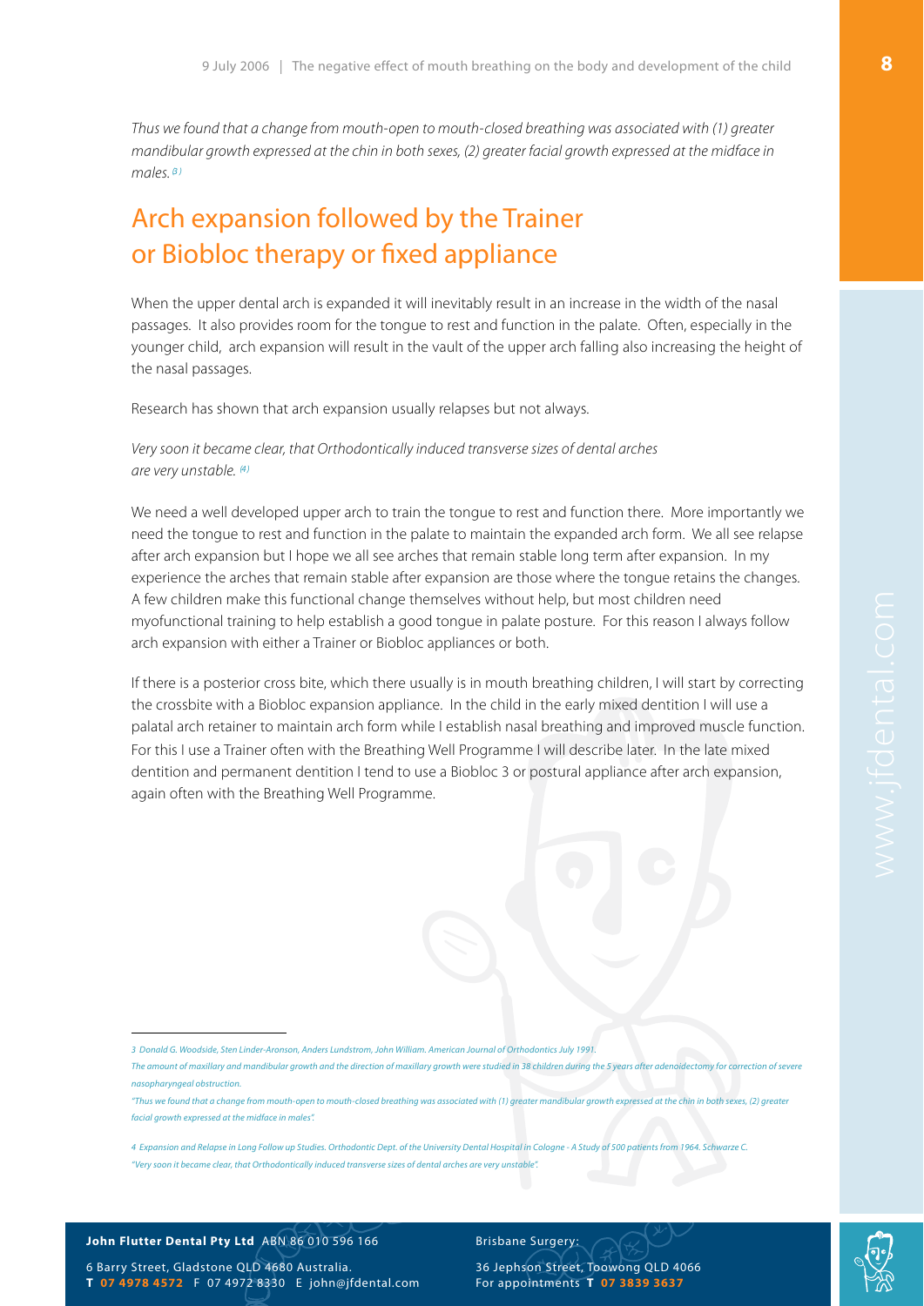*Thus we found that a change from mouth-open to mouth-closed breathing was associated with (1) greater mandibular growth expressed at the chin in both sexes, (2) greater facial growth expressed at the midface in males.* [3]

## Arch expansion followed by the Trainer or Biobloc therapy or fixed appliance

When the upper dental arch is expanded it will inevitably result in an increase in the width of the nasal passages. It also provides room for the tongue to rest and function in the palate. Often, especially in the younger child, arch expansion will result in the vault of the upper arch falling also increasing the height of the nasal passages.

Research has shown that arch expansion usually relapses but not always.

*Very soon it became clear, that Orthodontically induced transverse sizes of dental arches are very unstable.* [4]

We need a well developed upper arch to train the tongue to rest and function there. More importantly we need the tongue to rest and function in the palate to maintain the expanded arch form. We all see relapse after arch expansion but I hope we all see arches that remain stable long term after expansion. In my experience the arches that remain stable after expansion are those where the tongue retains the changes. A few children make this functional change themselves without help, but most children need myofunctional training to help establish a good tongue in palate posture. For this reason I always follow arch expansion with either a Trainer or Biobloc appliances or both.

If there is a posterior cross bite, which there usually is in mouth breathing children, I will start by correcting the crossbite with a Biobloc expansion appliance. In the child in the early mixed dentition I will use a palatal arch retainer to maintain arch form while I establish nasal breathing and improved muscle function. For this I use a Trainer often with the Breathing Well Programme I will describe later. In the late mixed dentition and permanent dentition I tend to use a Biobloc 3 or postural appliance after arch expansion, again often with the Breathing Well Programme.

---

*3 Donald G. Woodside, Sten Linder-Aronson, Anders Lundstrom, John William. American Journal of Orthodontics July 1991.*
*The amount of maxillary and mandibular growth and the direction of maxillary growth were studied in 38 children during the 5 years after adenoidectomy for correction of severe nasopharyngeal obstruction.*
*"Thus we found that a change from mouth-open to mouth-closed breathing was associated with (1) greater mandibular growth expressed at the chin in both sexes, (2) greater facial growth expressed at the midface in males".*

*4 Expansion and Relapse in Long Follow up Studies. Orthodontic Dept. of the University Dental Hospital in Cologne - A Study of 500 patients from 1964. Schwarze C.*
*"Very soon it became clear, that Orthodontically induced transverse sizes of dental arches are very unstable".*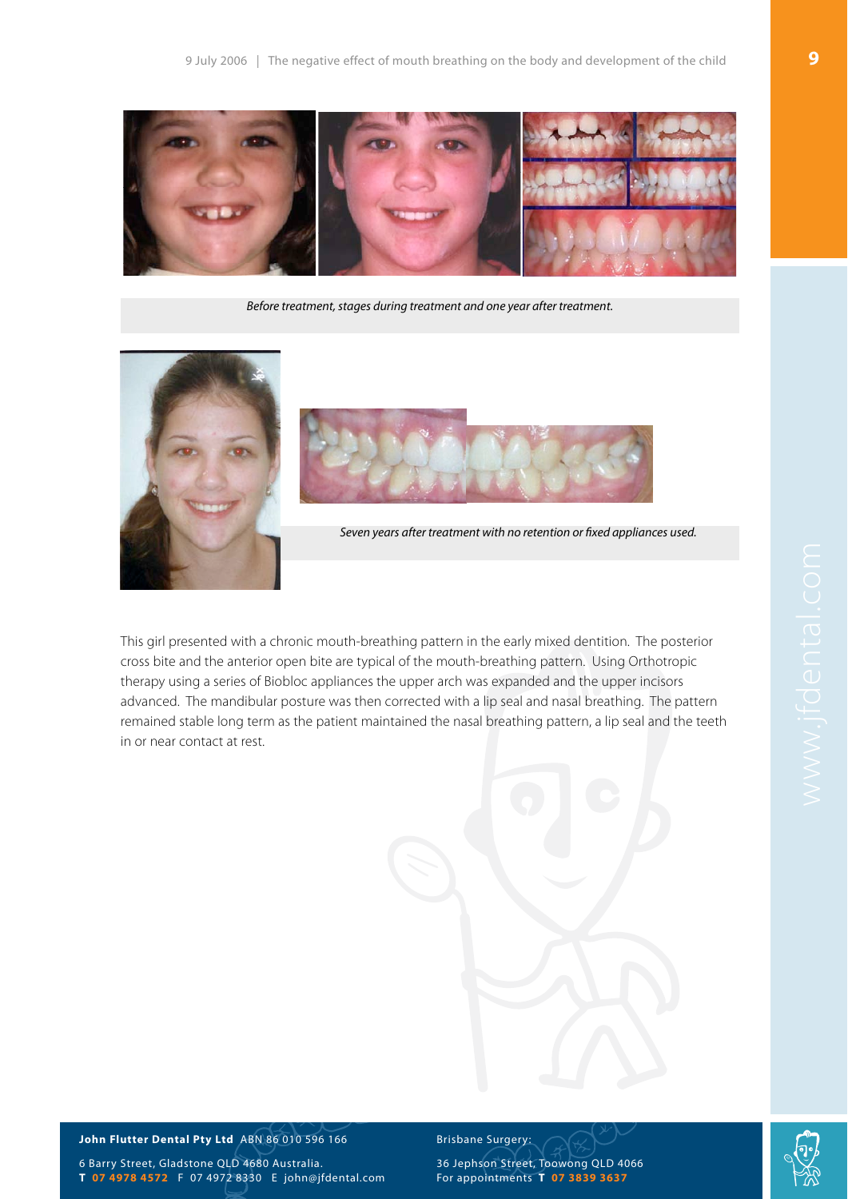*Before treatment, stages during treatment and one year after treatment.*

*Seven years after treatment with no retention or fixed appliances used.*

This girl presented with a chronic mouth-breathing pattern in the early mixed dentition. The posterior cross bite and the anterior open bite are typical of the mouth-breathing pattern. Using Orthotropic therapy using a series of Biobloc appliances the upper arch was expanded and the upper incisors advanced. The mandibular posture was then corrected with a lip seal and nasal breathing. The pattern remained stable long term as the patient maintained the nasal breathing pattern, a lip seal and the teeth in or near contact at rest.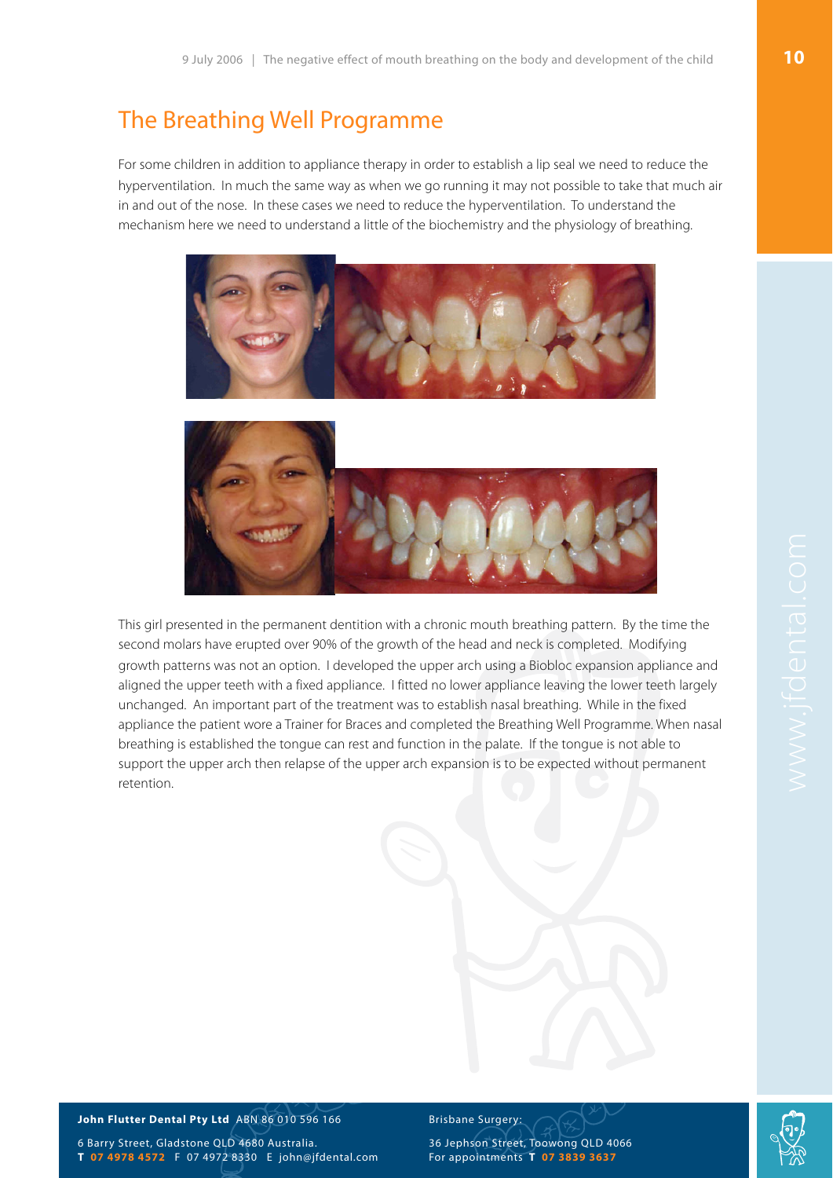## The Breathing Well Programme

For some children in addition to appliance therapy in order to establish a lip seal we need to reduce the hyperventilation. In much the same way as when we go running it may not possible to take that much air in and out of the nose. In these cases we need to reduce the hyperventilation. To understand the mechanism here we need to understand a little of the biochemistry and the physiology of breathing.

This girl presented in the permanent dentition with a chronic mouth breathing pattern. By the time the second molars have erupted over 90% of the growth of the head and neck is completed. Modifying growth patterns was not an option. I developed the upper arch using a Biobloc expansion appliance and aligned the upper teeth with a fixed appliance. I fitted no lower appliance leaving the lower teeth largely unchanged. An important part of the treatment was to establish nasal breathing. While in the fixed appliance the patient wore a Trainer for Braces and completed the Breathing Well Programme. When nasal breathing is established the tongue can rest and function in the palate. If the tongue is not able to support the upper arch then relapse of the upper arch expansion is to be expected without permanent retention.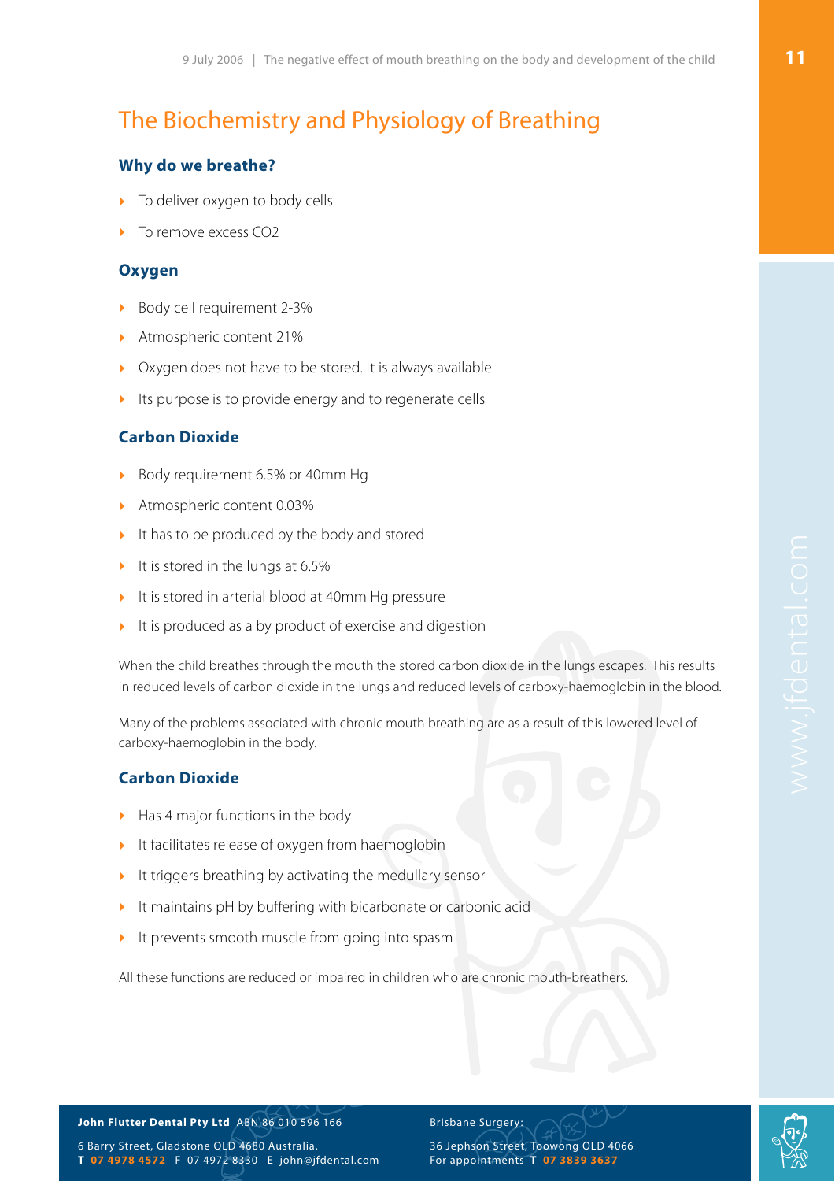# The Biochemistry and Physiology of Breathing

### Why do we breathe?

- To deliver oxygen to body cells
- To remove excess $CO_2$

### Oxygen

- Body cell requirement 2-3%
- Atmospheric content 21%
- Oxygen does not have to be stored. It is always available
- Its purpose is to provide energy and to regenerate cells

### Carbon Dioxide

- Body requirement 6.5% or 40mm Hg
- Atmospheric content 0.03%
- It has to be produced by the body and stored
- It is stored in the lungs at 6.5%
- It is stored in arterial blood at 40mm Hg pressure
- It is produced as a by product of exercise and digestion

When the child breathes through the mouth the stored carbon dioxide in the lungs escapes. This results in reduced levels of carbon dioxide in the lungs and reduced levels of carboxy-haemoglobin in the blood.

Many of the problems associated with chronic mouth breathing are as a result of this lowered level of carboxy-haemoglobin in the body.

### Carbon Dioxide

- Has 4 major functions in the body
- It facilitates release of oxygen from haemoglobin
- It triggers breathing by activating the medullary sensor
- It maintains pH by buffering with bicarbonate or carbonic acid
- It prevents smooth muscle from going into spasm

All these functions are reduced or impaired in children who are chronic mouth-breathers.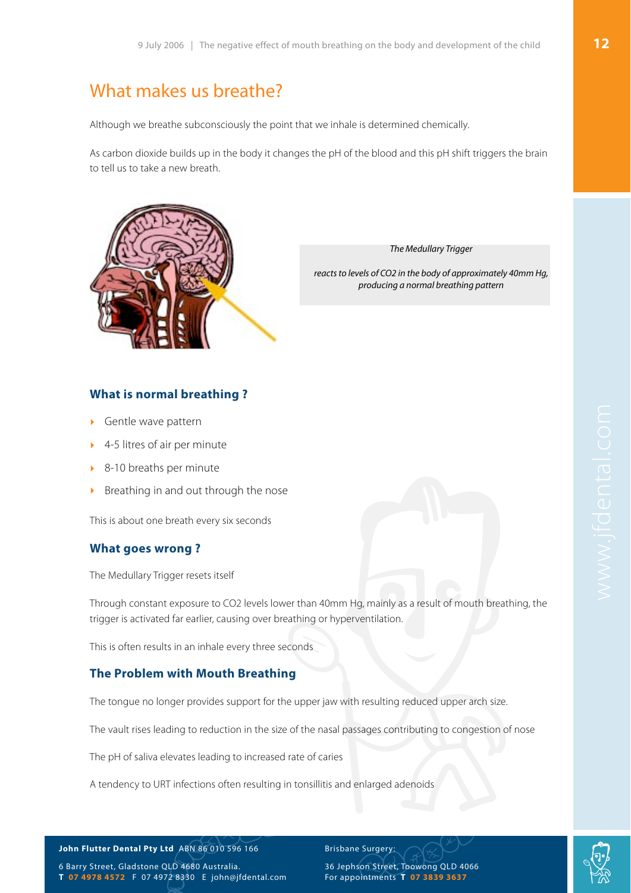# What makes us breathe?

Although we breathe subconsciously the point that we inhale is determined chemically.

As carbon dioxide builds up in the body it changes the pH of the blood and this pH shift triggers the brain to tell us to take a new breath.

*The Medullary Trigger*

*reacts to levels of $CO_2$ in the body of approximately 40mm Hg, producing a normal breathing pattern*

### What is normal breathing ?

- Gentle wave pattern
- 4-5 litres of air per minute
- 8-10 breaths per minute
- Breathing in and out through the nose

This is about one breath every six seconds

### What goes wrong ?

The Medullary Trigger resets itself

Through constant exposure to $CO_2$ levels lower than 40mm Hg, mainly as a result of mouth breathing, the trigger is activated far earlier, causing over breathing or hyperventilation.

This is often results in an inhale every three seconds

### The Problem with Mouth Breathing

The tongue no longer provides support for the upper jaw with resulting reduced upper arch size.

The vault rises leading to reduction in the size of the nasal passages contributing to congestion of nose

The pH of saliva elevates leading to increased rate of caries

A tendency to URT infections often resulting in tonsillitis and enlarged adenoids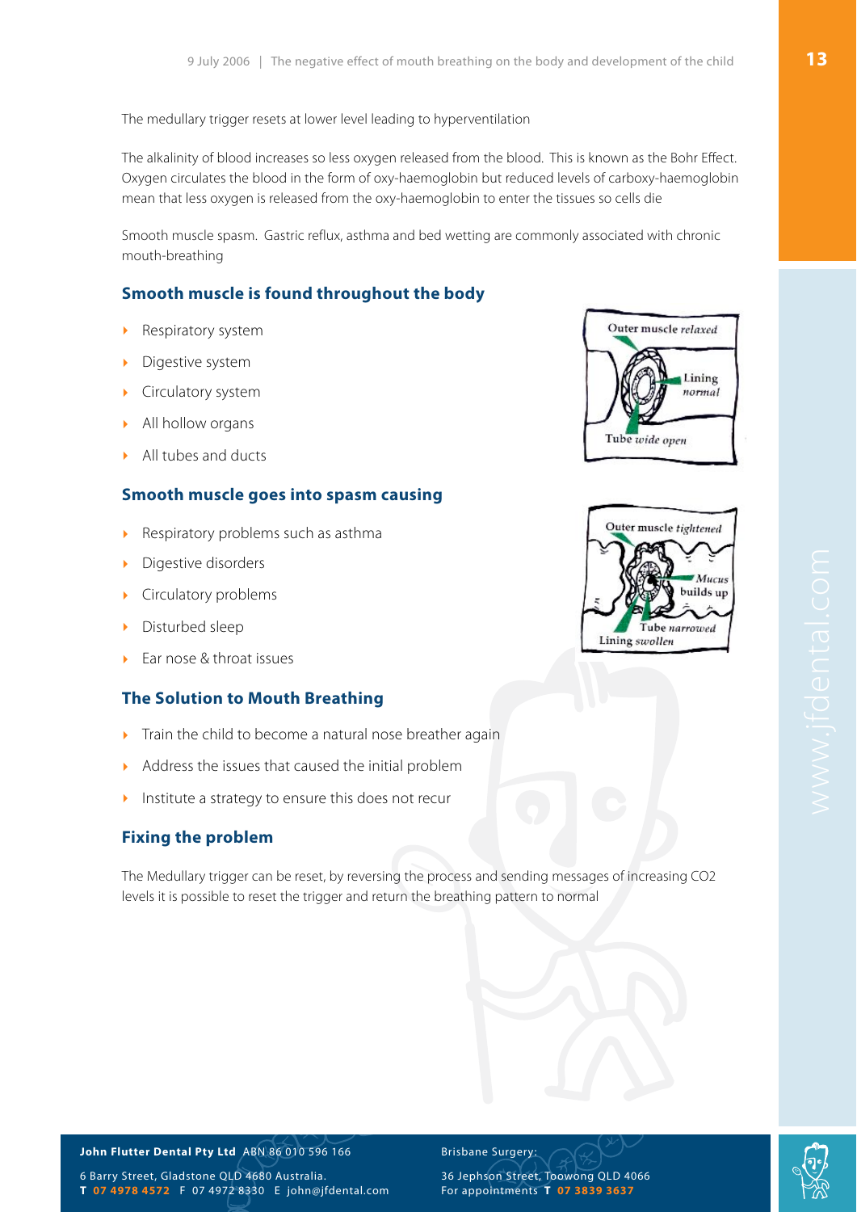The medullary trigger resets at lower level leading to hyperventilation

The alkalinity of blood increases so less oxygen released from the blood. This is known as the Bohr Effect. Oxygen circulates the blood in the form of oxy-haemoglobin but reduced levels of carboxy-haemoglobin mean that less oxygen is released from the oxy-haemoglobin to enter the tissues so cells die

Smooth muscle spasm. Gastric reflux, asthma and bed wetting are commonly associated with chronic mouth-breathing

### Smooth muscle is found throughout the body

- Respiratory system
- Digestive system
- Circulatory system
- All hollow organs
- All tubes and ducts

### Smooth muscle goes into spasm causing

- Respiratory problems such as asthma
- Digestive disorders
- Circulatory problems
- Disturbed sleep
- Ear nose & throat issues

### The Solution to Mouth Breathing

- Train the child to become a natural nose breather again
- Address the issues that caused the initial problem
- Institute a strategy to ensure this does not recur

### Fixing the problem

The Medullary trigger can be reset, by reversing the process and sending messages of increasing $CO_2$ levels it is possible to reset the trigger and return the breathing pattern to normal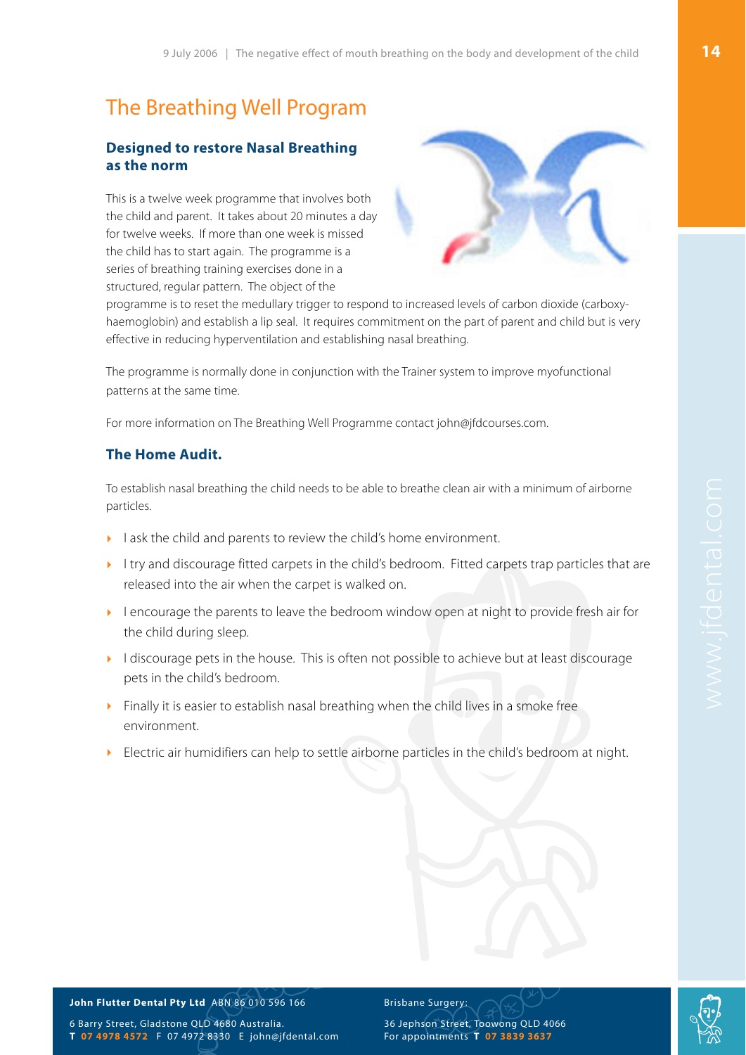# The Breathing Well Program

### Designed to restore Nasal Breathing as the norm

This is a twelve week programme that involves both the child and parent. It takes about 20 minutes a day for twelve weeks. If more than one week is missed the child has to start again. The programme is a series of breathing training exercises done in a structured, regular pattern. The object of the programme is to reset the medullary trigger to respond to increased levels of carbon dioxide (carboxy-haemoglobin) and establish a lip seal. It requires commitment on the part of parent and child but is very effective in reducing hyperventilation and establishing nasal breathing.

The programme is normally done in conjunction with the Trainer system to improve myofunctional patterns at the same time.

For more information on The Breathing Well Programme contact john@jfdcourses.com.

### The Home Audit.

To establish nasal breathing the child needs to be able to breathe clean air with a minimum of airborne particles.

- I ask the child and parents to review the child's home environment.
- I try and discourage fitted carpets in the child's bedroom. Fitted carpets trap particles that are released into the air when the carpet is walked on.
- I encourage the parents to leave the bedroom window open at night to provide fresh air for the child during sleep.
- I discourage pets in the house. This is often not possible to achieve but at least discourage pets in the child's bedroom.
- Finally it is easier to establish nasal breathing when the child lives in a smoke free environment.
- Electric air humidifiers can help to settle airborne particles in the child's bedroom at night.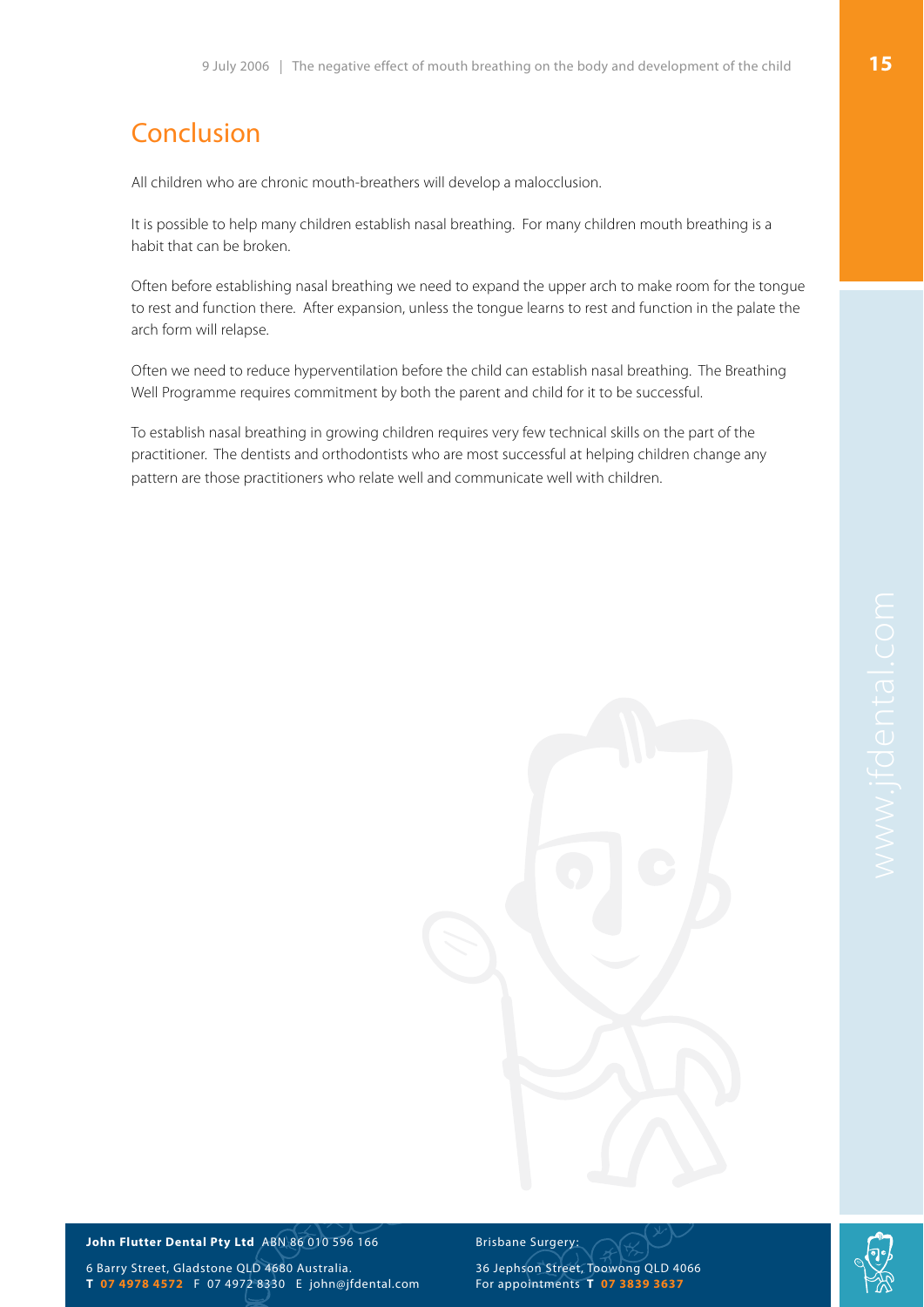## Conclusion

All children who are chronic mouth-breathers will develop a malocclusion.

It is possible to help many children establish nasal breathing. For many children mouth breathing is a habit that can be broken.

Often before establishing nasal breathing we need to expand the upper arch to make room for the tongue to rest and function there. After expansion, unless the tongue learns to rest and function in the palate the arch form will relapse.

Often we need to reduce hyperventilation before the child can establish nasal breathing. The Breathing Well Programme requires commitment by both the parent and child for it to be successful.

To establish nasal breathing in growing children requires very few technical skills on the part of the practitioner. The dentists and orthodontists who are most successful at helping children change any pattern are those practitioners who relate well and communicate well with children.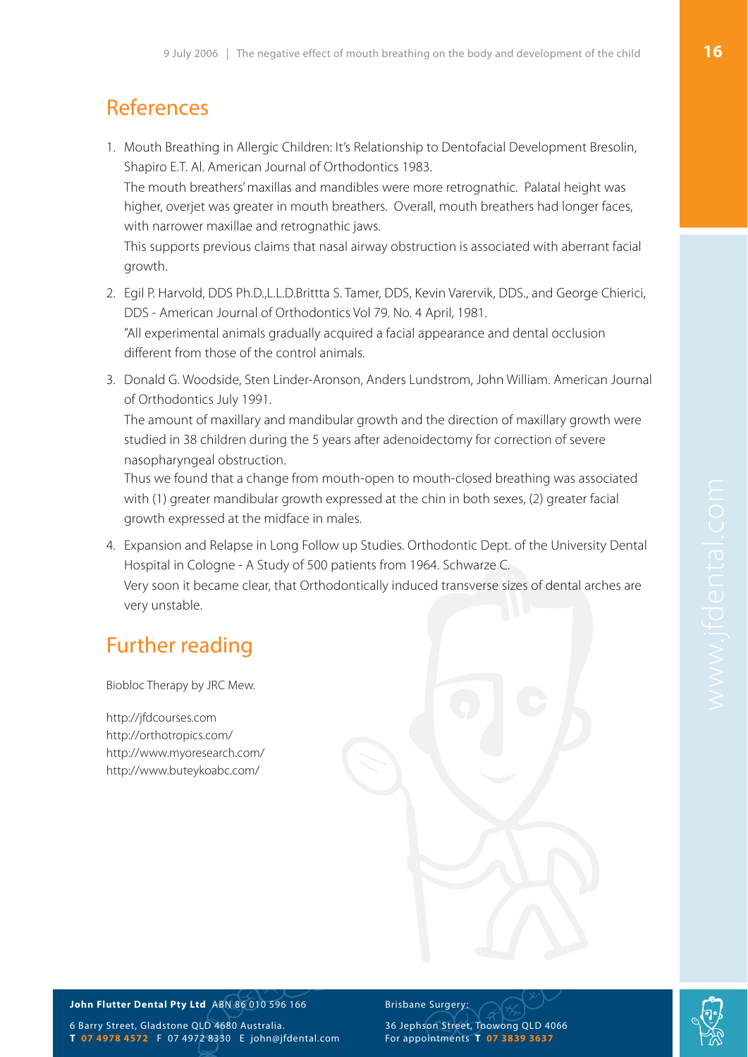## References

1. Mouth Breathing in Allergic Children: It's Relationship to Dentofacial Development Bresolin, Shapiro E.T. Al. American Journal of Orthodontics 1983.
   The mouth breathers' maxillas and mandibles were more retrognathic. Palatal height was higher, overjet was greater in mouth breathers. Overall, mouth breathers had longer faces, with narrower maxillae and retrognathic jaws.
   This supports previous claims that nasal airway obstruction is associated with aberrant facial growth.
2. Egil P. Harvold, DDS Ph.D.,L.L.D.Brittta S. Tamer, DDS, Kevin Varervik, DDS., and George Chierici, DDS - American Journal of Orthodontics Vol 79. No. 4 April, 1981.
   "All experimental animals gradually acquired a facial appearance and dental occlusion different from those of the control animals.
3. Donald G. Woodside, Sten Linder-Aronson, Anders Lundstrom, John William. American Journal of Orthodontics July 1991.
   The amount of maxillary and mandibular growth and the direction of maxillary growth were studied in 38 children during the 5 years after adenoidectomy for correction of severe nasopharyngeal obstruction.
   Thus we found that a change from mouth-open to mouth-closed breathing was associated with (1) greater mandibular growth expressed at the chin in both sexes, (2) greater facial growth expressed at the midface in males.
4. Expansion and Relapse in Long Follow up Studies. Orthodontic Dept. of the University Dental Hospital in Cologne - A Study of 500 patients from 1964. Schwarze C.
   Very soon it became clear, that Orthodontically induced transverse sizes of dental arches are very unstable.

## Further reading

Biobloc Therapy by JRC Mew.

http://jfdcourses.com
http://orthotropics.com/
http://www.myoresearch.com/
http://www.buteykoabc.com/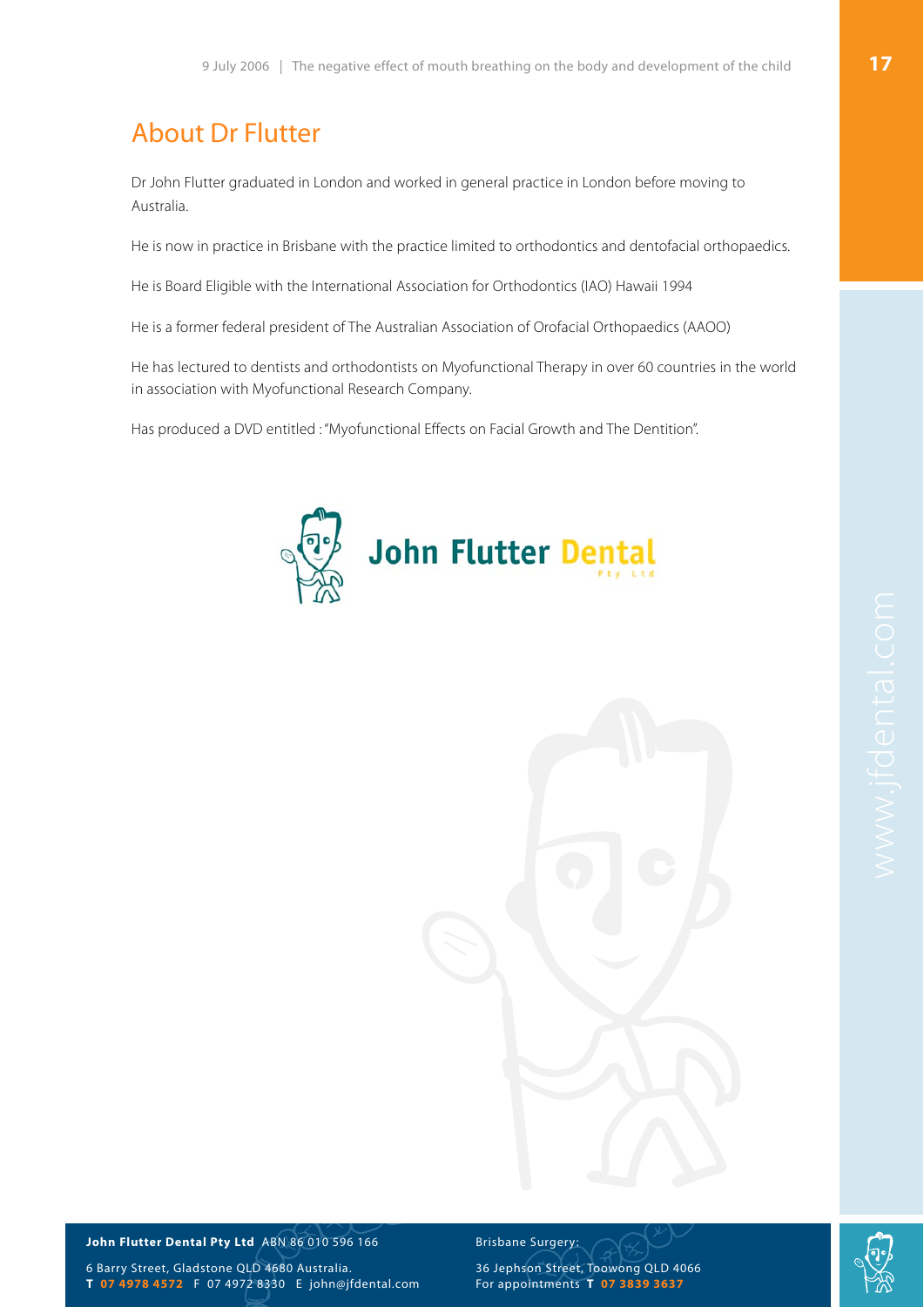## About Dr Flutter

Dr John Flutter graduated in London and worked in general practice in London before moving to Australia.

He is now in practice in Brisbane with the practice limited to orthodontics and dentofacial orthopaedics.

He is Board Eligible with the International Association for Orthodontics (IAO) Hawaii 1994

He is a former federal president of The Australian Association of Orofacial Orthopaedics (AAOO)

He has lectured to dentists and orthodontists on Myofunctional Therapy in over 60 countries in the world in association with Myofunctional Research Company.

Has produced a DVD entitled : "Myofunctional Effects on Facial Growth and The Dentition".

John Flutter Dental Pty Ltd

www.jfdental.com

**John Flutter Dental Pty Ltd** ABN 86 010 596 166

6 Barry Street, Gladstone QLD 4680 Australia.
**T** 07 4978 4572 F 07 4972 8330 E john@jfdental.com

Brisbane Surgery:

36 Jephson Street, Toowong QLD 4066
For appointments **T** 07 3839 3637